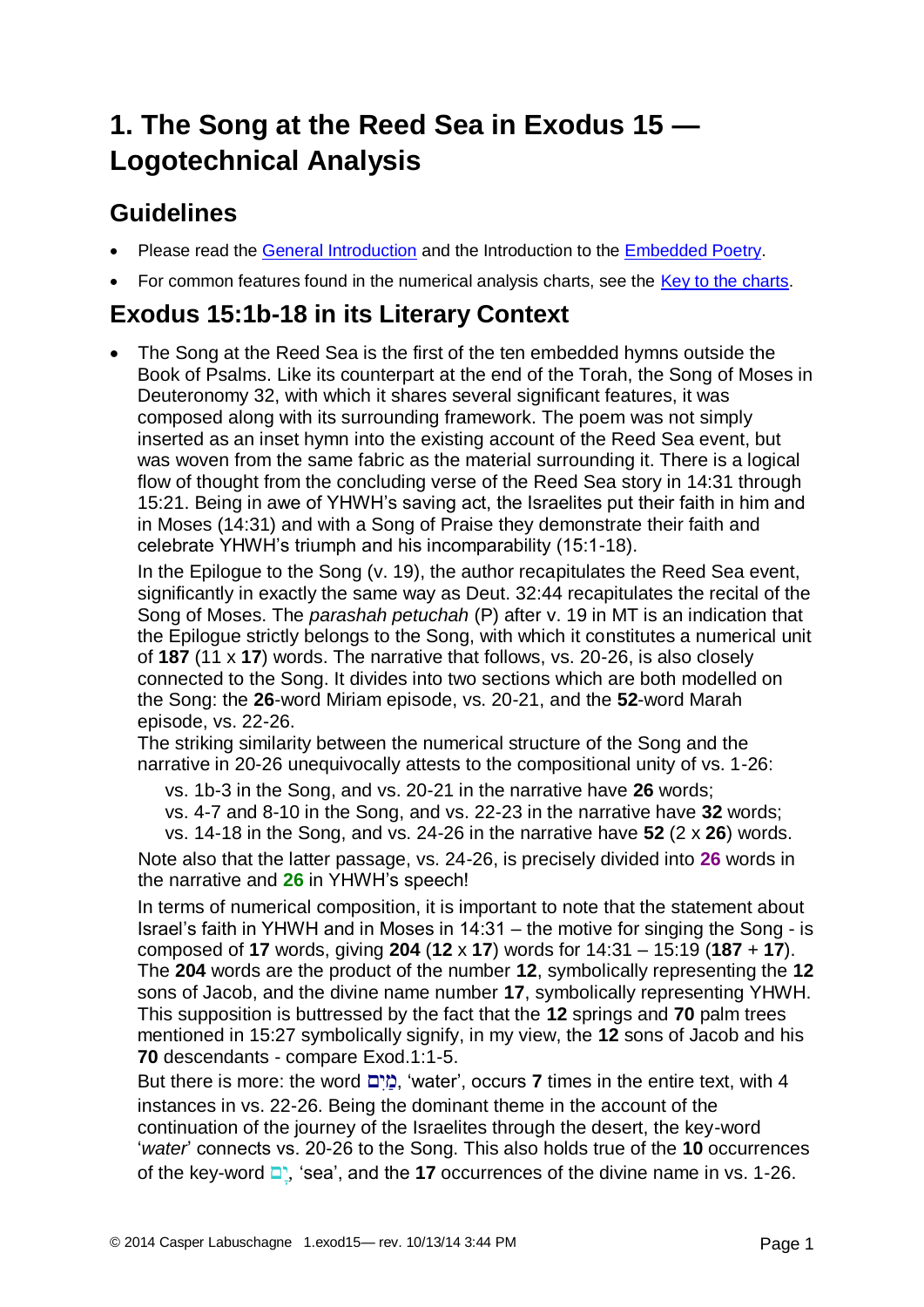# 1. The Song at the Reed Sea in Exodus 15 — Logotechnical Analysis

## Guidelines

- Please read the General Introduction and the Introduction to the Embedded Poetry.
- For common features found in the numerical analysis charts, see the Key to the charts.

## Exodus 15:1b-18 in its Literary Context

- The Song at the Reed Sea is the first of the ten embedded hymns outside the Book of Psalms. Like its counterpart at the end of the Torah, the Song of Moses in Deuteronomy 32, with which it shares several significant features, it was composed along with its surrounding framework. The poem was not simply inserted as an inset hymn into the existing account of the Reed Sea event, but was woven from the same fabric as the material surrounding it. There is a logical flow of thought from the concluding verse of the Reed Sea story in 14:31 through 15:21. Being in awe of YHWH's saving act, the Israelites put their faith in him and in Moses (14:31) and with a Song of Praise they demonstrate their faith and celebrate YHWH's triumph and his incomparability (15:1-18).

  In the Epilogue to the Song (v. 19), the author recapitulates the Reed Sea event, significantly in exactly the same way as Deut. 32:44 recapitulates the recital of the Song of Moses. The *parashah petuchah* (P) after v. 19 in MT is an indication that the Epilogue strictly belongs to the Song, with which it constitutes a numerical unit of **187** (11 x **17**) words. The narrative that follows, vs. 20-26, is also closely connected to the Song. It divides into two sections which are both modelled on the Song: the **26**-word Miriam episode, vs. 20-21, and the **52**-word Marah episode, vs. 22-26.

  The striking similarity between the numerical structure of the Song and the narrative in 20-26 unequivocally attests to the compositional unity of vs. 1-26:

  vs. 1b-3 in the Song, and vs. 20-21 in the narrative have **26** words;
  vs. 4-7 and 8-10 in the Song, and vs. 22-23 in the narrative have **32** words;
  vs. 14-18 in the Song, and vs. 24-26 in the narrative have **52** (2 x **26**) words.

  Note also that the latter passage, vs. 24-26, is precisely divided into **26** words in the narrative and **26** in YHWH's speech!

  In terms of numerical composition, it is important to note that the statement about Israel's faith in YHWH and in Moses in 14:31 – the motive for singing the Song - is composed of **17** words, giving **204** (**12** x **17**) words for 14:31 – 15:19 (**187** + **17**). The **204** words are the product of the number **12**, symbolically representing the **12** sons of Jacob, and the divine name number **17**, symbolically representing YHWH. This supposition is buttressed by the fact that the **12** springs and **70** palm trees mentioned in 15:27 symbolically signify, in my view, the **12** sons of Jacob and his **70** descendants - compare Exod.1:1-5.

  But there is more: the word מַיִם, 'water', occurs **7** times in the entire text, with 4 instances in vs. 22-26. Being the dominant theme in the account of the continuation of the journey of the Israelites through the desert, the key-word '*water*' connects vs. 20-26 to the Song. This also holds true of the **10** occurrences of the key-word יָם, 'sea', and the **17** occurrences of the divine name in vs. 1-26.

© 2014 Casper Labuschagne 1.exod15— rev. 10/13/14 3:44 PM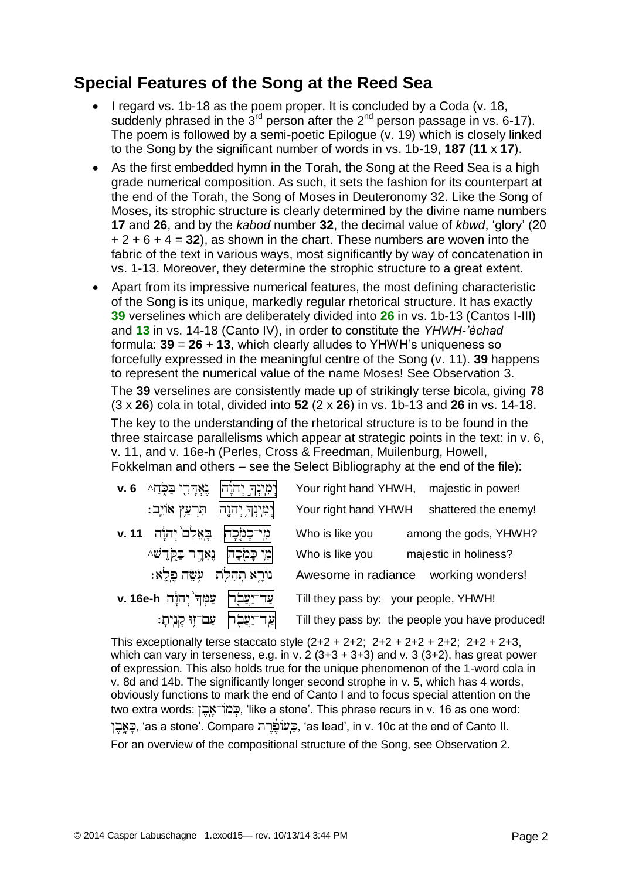## Special Features of the Song at the Reed Sea

- I regard vs. 1b-18 as the poem proper. It is concluded by a Coda (v. 18, suddenly phrased in the 3rd person after the 2nd person passage in vs. 6-17). The poem is followed by a semi-poetic Epilogue (v. 19) which is closely linked to the Song by the significant number of words in vs. 1b-19, **187** (**11** x **17**).
- As the first embedded hymn in the Torah, the Song at the Reed Sea is a high grade numerical composition. As such, it sets the fashion for its counterpart at the end of the Torah, the Song of Moses in Deuteronomy 32. Like the Song of Moses, its strophic structure is clearly determined by the divine name numbers **17** and **26**, and by the *kabod* number **32**, the decimal value of *kbwd*, 'glory' (20 + 2 + 6 + 4 = **32**), as shown in the chart. These numbers are woven into the fabric of the text in various ways, most significantly by way of concatenation in vs. 1-13. Moreover, they determine the strophic structure to a great extent.
- Apart from its impressive numerical features, the most defining characteristic of the Song is its unique, markedly regular rhetorical structure. It has exactly **39** verselines which are deliberately divided into **26** in vs. 1b-13 (Cantos I-III) and **13** in vs. 14-18 (Canto IV), in order to constitute the *YHWH-'èchad* formula: **39** = **26** + **13**, which clearly alludes to YHWH's uniqueness so forcefully expressed in the meaningful centre of the Song (v. 11). **39** happens to represent the numerical value of the name Moses! See Observation 3.

  The **39** verselines are consistently made up of strikingly terse bicola, giving **78** (3 x **26**) cola in total, divided into **52** (2 x **26**) in vs. 1b-13 and **26** in vs. 14-18.

  The key to the understanding of the rhetorical structure is to be found in the three staircase parallelisms which appear at strategic points in the text: in v. 6, v. 11, and v. 16e-h (Perles, Cross & Freedman, Muilenburg, Howell, Fokkelman and others – see the Select Bibliography at the end of the file):

| | | |
|---|---|---|
| **v. 6** | יְמִינְךָ יְהוָה נֶאְדָּרִי בַּכֹּחַ^ | Your right hand YHWH, majestic in power! |
| | יְמִינְךָ יְהוָה תִּרְעַץ אוֹיֵב׃ | Your right hand YHWH shattered the enemy! |
| **v. 11** | מִי־כָמֹכָה בָּאֵלִם יְהוָה | Who is like you among the gods, YHWH? |
| | מִי כָּמֹכָה נֶאְדָּר בַּקֹּדֶשׁ^ | Who is like you majestic in holiness? |
| | נוֹרָא תְהִלֹּת עֹשֵׂה פֶלֶא׃ | Awesome in radiance working wonders! |
| **v. 16e-h** | עַד־יַעֲבֹר עַמְּךָ יְהוָה | Till they pass by: your people, YHWH! |
| | עַד־יַעֲבֹר עַם־זוּ קָנִיתָ׃ | Till they pass by: the people you have produced! |

This exceptionally terse staccato style (2+2 + 2+2; 2+2 + 2+2 + 2+2; 2+2 + 2+3, which can vary in terseness, e.g. in v. 2 (3+3 + 3+3) and v. 3 (3+2), has great power of expression. This also holds true for the unique phenomenon of the 1-word cola in v. 8d and 14b. The significantly longer second strophe in v. 5, which has 4 words, obviously functions to mark the end of Canto I and to focus special attention on the two extra words: כְּמוֹ־אָבֶן, 'like a stone'. This phrase recurs in v. 16 as one word: כָּאָבֶן, 'as a stone'. Compare כַּעוֹפֶרֶת, 'as lead', in v. 10c at the end of Canto II.

For an overview of the compositional structure of the Song, see Observation 2.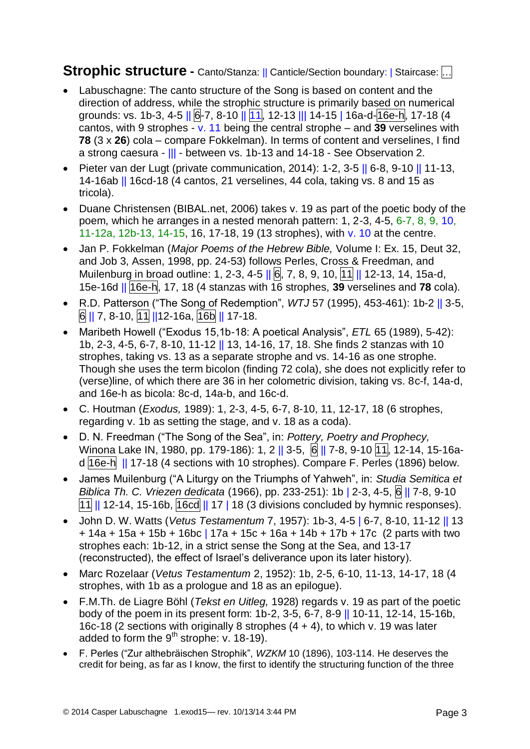## Strophic structure - Canto/Stanza: || Canticle/Section boundary: | Staircase: [...]

- Labuschagne: The canto structure of the Song is based on content and the direction of address, while the strophic structure is primarily based on numerical grounds: vs. 1b-3, 4-5 || [6]-7, 8-10 || [11], 12-13 ||| 14-15 | 16a-d-[16e-h], 17-18 (4 cantos, with 9 strophes - v. 11 being the central strophe – and **39** verselines with **78** (3 x **26**) cola – compare Fokkelman). In terms of content and verselines, I find a strong caesura - ||| - between vs. 1b-13 and 14-18 - See Observation 2.
- Pieter van der Lugt (private communication, 2014): 1-2, 3-5 || 6-8, 9-10 || 11-13, 14-16ab || 16cd-18 (4 cantos, 21 verselines, 44 cola, taking vs. 8 and 15 as tricola).
- Duane Christensen (BIBAL.net, 2006) takes v. 19 as part of the poetic body of the poem, which he arranges in a nested menorah pattern: 1, 2-3, 4-5, 6-7, 8, 9, 10, 11-12a, 12b-13, 14-15, 16, 17-18, 19 (13 strophes), with v. 10 at the centre.
- Jan P. Fokkelman (*Major Poems of the Hebrew Bible,* Volume I: Ex. 15, Deut 32, and Job 3, Assen, 1998, pp. 24-53) follows Perles, Cross & Freedman, and Muilenburg in broad outline: 1, 2-3, 4-5 || [6], 7, 8, 9, 10, [11] || 12-13, 14, 15a-d, 15e-16d || [16e-h], 17, 18 (4 stanzas with 16 strophes, **39** verselines and **78** cola).
- R.D. Patterson ("The Song of Redemption", *WTJ* 57 (1995), 453-461): 1b-2 || 3-5, [6] || 7, 8-10, [11] ||12-16a, [16b] || 17-18.
- Maribeth Howell ("Exodus 15,1b-18: A poetical Analysis", *ETL* 65 (1989), 5-42): 1b, 2-3, 4-5, 6-7, 8-10, 11-12 || 13, 14-16, 17, 18. She finds 2 stanzas with 10 strophes, taking vs. 13 as a separate strophe and vs. 14-16 as one strophe. Though she uses the term bicolon (finding 72 cola), she does not explicitly refer to (verse)line, of which there are 36 in her colometric division, taking vs. 8c-f, 14a-d, and 16e-h as bicola: 8c-d, 14a-b, and 16c-d.
- C. Houtman (*Exodus,* 1989): 1, 2-3, 4-5, 6-7, 8-10, 11, 12-17, 18 (6 strophes, regarding v. 1b as setting the stage, and v. 18 as a coda).
- D. N. Freedman ("The Song of the Sea", in: *Pottery, Poetry and Prophecy,* Winona Lake IN, 1980, pp. 179-186): 1, 2 || 3-5, [6] || 7-8, 9-10 [11], 12-14, 15-16a-d [16e-h] || 17-18 (4 sections with 10 strophes). Compare F. Perles (1896) below.
- James Muilenburg ("A Liturgy on the Triumphs of Yahweh", in: *Studia Semitica et Biblica Th. C. Vriezen dedicata* (1966), pp. 233-251): 1b | 2-3, 4-5, [6] || 7-8, 9-10 [11] || 12-14, 15-16b, [16cd] || 17 | 18 (3 divisions concluded by hymnic responses).
- John D. W. Watts (*Vetus Testamentum* 7, 1957): 1b-3, 4-5 | 6-7, 8-10, 11-12 || 13 + 14a + 15a + 15b + 16bc | 17a + 15c + 16a + 14b + 17b + 17c (2 parts with two strophes each: 1b-12, in a strict sense the Song at the Sea, and 13-17 (reconstructed), the effect of Israel's deliverance upon its later history).
- Marc Rozelaar (*Vetus Testamentum* 2, 1952): 1b, 2-5, 6-10, 11-13, 14-17, 18 (4 strophes, with 1b as a prologue and 18 as an epilogue).
- F.M.Th. de Liagre Böhl (*Tekst en Uitleg,* 1928) regards v. 19 as part of the poetic body of the poem in its present form: 1b-2, 3-5, 6-7, 8-9 || 10-11, 12-14, 15-16b, 16c-18 (2 sections with originally 8 strophes (4 + 4), to which v. 19 was later added to form the 9th strophe: v. 18-19).
- F. Perles ("Zur althebräischen Strophik", *WZKM* 10 (1896), 103-114. He deserves the credit for being, as far as I know, the first to identify the structuring function of the three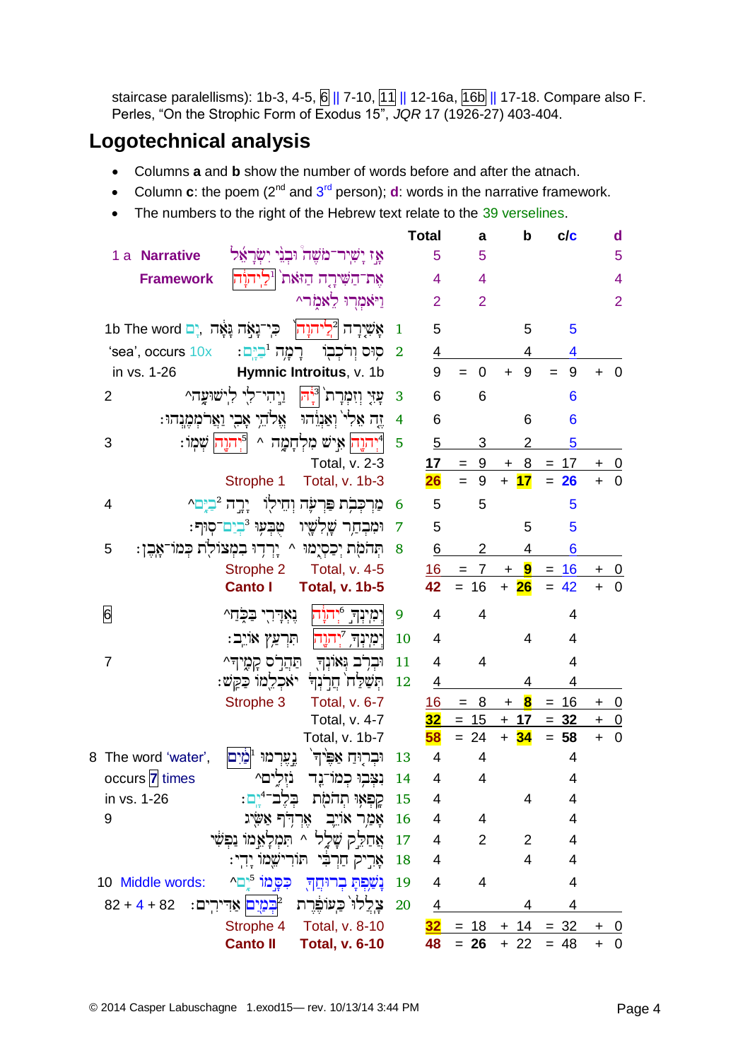staircase paralellisms): 1b-3, 4-5, 6 || 7-10, 11 || 12-16a, 16b || 17-18. Compare also F. Perles, "On the Strophic Form of Exodus 15", *JQR* 17 (1926-27) 403-404.

## Logotechnical analysis

- Columns **a** and **b** show the number of words before and after the atnach.
- Column **c**: the poem (2nd and 3rd person); **d**: words in the narrative framework.
- The numbers to the right of the Hebrew text relate to the 39 verselines.

| | | | Total | | a | | b | | c/c | | d |
|---|---|---|---|---|---|---|---|---|---|---|---|
| 1 a **Narrative** | אָז יָשִׁיר־מֹשֶׁה וּבְנֵי יִשְׂרָאֵל | | 5 | | 5 | | | | | | 5 |
| **Framework** | אֶת־הַשִּׁירָה הַזֹּאת לַיהוָה[1] | | 4 | | 4 | | | | | | 4 |
| | וַיֹּאמְרוּ לֵאמֹר^ | | 2 | | 2 | | | | | | 2 |
| 1b The word יָם, 'sea', occurs 10x in vs. 1-26 | אָשִׁירָה לַיהוָה[2] כִּי־גָאֹה גָּאָה | 1 | 5 | | | | 5 | | 5 | | |
| | סוּס וְרֹכְבוֹ רָמָה בַיָּם[1]: | 2 | 4 | | | | 4 | | 4 | | |
| | **Hymnic Introitus**, v. 1b | | 9 | = | 0 | + | 9 | = | 9 | + | 0 |
| 2 | עָזִּי וְזִמְרָת יָהּ[3] וַיְהִי־לִי לִישׁוּעָה^ | 3 | 6 | | 6 | | | | 6 | | |
| | זֶה אֵלִי וְאַנְוֵהוּ אֱלֹהֵי אָבִי וַאֲרֹמְמֶנְהוּ: | 4 | 6 | | | | 6 | | 6 | | |
| 3 | יְהוָה[4] אִישׁ מִלְחָמָה ^ יְהוָה[5] שְׁמוֹ: | 5 | 5 | | 3 | | 2 | | 5 | | |
| | Total, v. 2-3 | | **17** | = | 9 | + | 8 | = | 17 | + | 0 |
| Strophe 1 | Total, v. 1b-3 | | **26** | = | 9 | + | **17** | = | **26** | + | 0 |
| 4 | מַרְכְּבֹת פַּרְעֹה וְחֵילוֹ יָרָה בַיָּם[2]^ | 6 | 5 | | 5 | | | | 5 | | |
| | וּמִבְחַר שָׁלִשָׁיו טֻבְּעוּ בְיַם[3]־סוּף: | 7 | 5 | | | | 5 | | 5 | | |
| 5 | תְּהֹמֹת יְכַסְיֻמוּ ^ יָרְדוּ בִמְצוֹלֹת כְּמוֹ־אָבֶן: | 8 | 6 | | 2 | | 4 | | 6 | | |
| Strophe 2 | Total, v. 4-5 | | 16 | = | 7 | + | **9** | = | 16 | + | 0 |
| **Canto I** | **Total, v. 1b-5** | | **42** | = | 16 | + | **26** | = | 42 | + | 0 |
| 6 | יְמִינְךָ יְהוָה[6] נֶאְדָּרִי בַּכֹּחַ^ | 9 | 4 | | 4 | | | | 4 | | |
| | יְמִינְךָ יְהוָה[7] תִּרְעַץ אוֹיֵב: | 10 | 4 | | | | 4 | | 4 | | |
| 7 | וּבְרֹב גְּאוֹנְךָ תַּהֲרֹס קָמֶיךָ^ | 11 | 4 | | 4 | | | | 4 | | |
| | תְּשַׁלַּח חֲרֹנְךָ יֹאכְלֵמוֹ כַּקַּשׁ: | 12 | 4 | | | | 4 | | 4 | | |
| Strophe 3 | Total, v. 6-7 | | 16 | = | 8 | + | **8** | = | 16 | + | 0 |
| | Total, v. 4-7 | | **32** | = | 15 | + | **17** | = | **32** | + | 0 |
| | Total, v. 1b-7 | | **58** | = | 24 | + | **34** | = | 58 | + | 0 |
| 8 The word 'water', occurs 7 times in vs. 1-26 | וּבְרוּחַ אַפֶּיךָ נֶעֶרְמוּ מַיִם[1] | 13 | 4 | | 4 | | | | 4 | | |
| | נִצְּבוּ כְמוֹ־נֵד נֹזְלִים^ | 14 | 4 | | 4 | | | | 4 | | |
| | קָפְאוּ תְהֹמֹת בְּלֶב־יָם[4]: | 15 | 4 | | | | 4 | | 4 | | |
| 9 | אָמַר אוֹיֵב אֶרְדֹּף אַשִּׂיג | 16 | 4 | | 4 | | | | 4 | | |
| | אֲחַלֵּק שָׁלָל ^ תִּמְלָאֵמוֹ נַפְשִׁי | 17 | 4 | | 2 | | 2 | | 4 | | |
| | אָרִיק חַרְבִּי תּוֹרִישֵׁמוֹ יָדִי: | 18 | 4 | | | | 4 | | 4 | | |
| 10 Middle words: | נָשַׁפְתָּ בְרוּחֲךָ כִּסָּמוֹ יָם[5]^ | 19 | 4 | | 4 | | | | 4 | | |
| 82 + 4 + 82 | צָלְלוּ כַּעוֹפֶרֶת בְּמַיִם[2] אַדִּירִים: | 20 | 4 | | | | 4 | | 4 | | |
| Strophe 4 | Total, v. 8-10 | | **32** | = | 18 | + | 14 | = | 32 | + | 0 |
| **Canto II** | **Total, v. 6-10** | | **48** | = | **26** | + | 22 | = | 48 | + | 0 |

© 2014 Casper Labuschagne 1.exod15— rev. 10/13/14 3:44 PM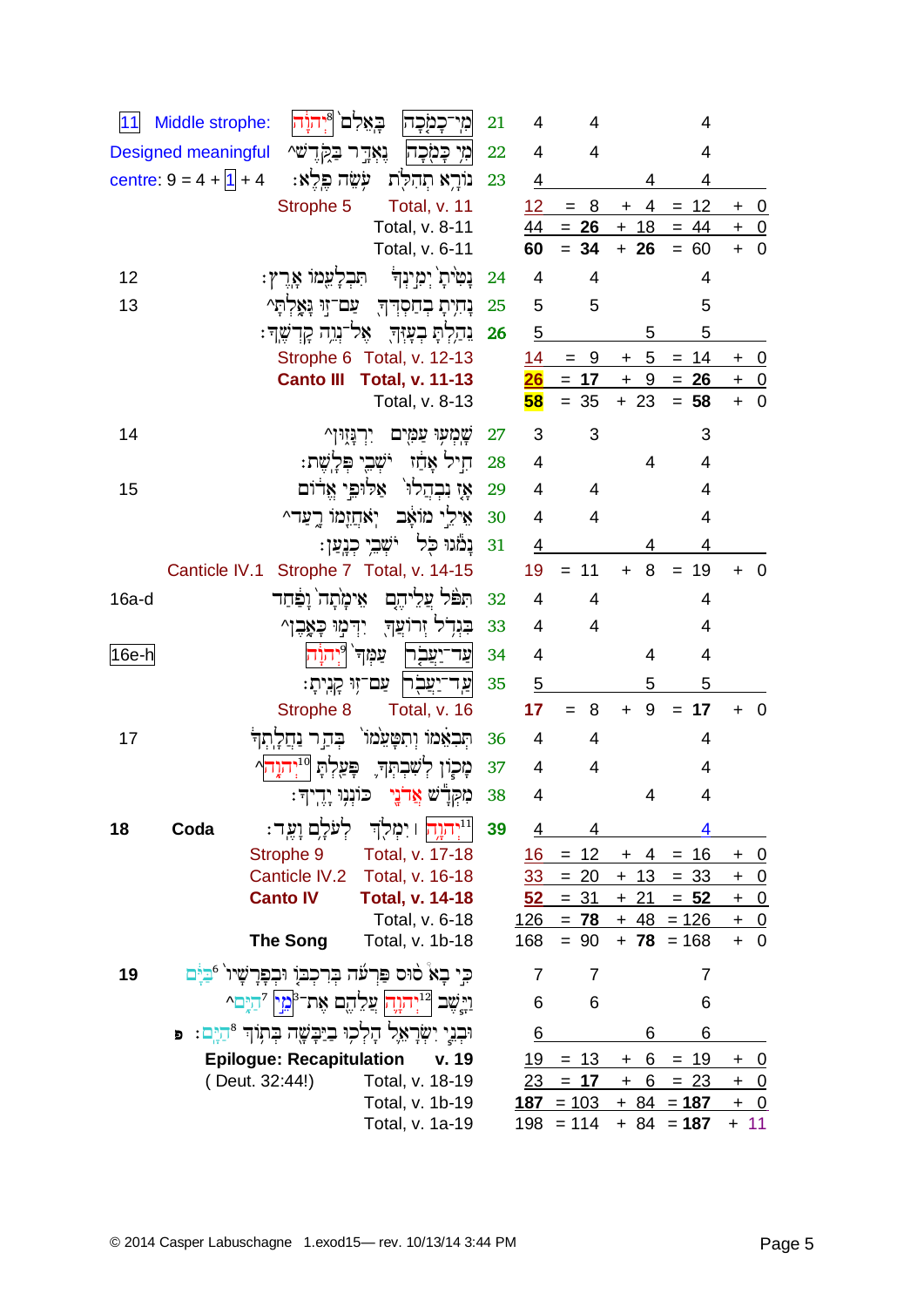| | | | | | | | | | | |
|---|---|---|---|---|---|---|---|---|---|---|
| 11 Middle strophe: | מִי־כָמֹכָה בָּאֵלִם יְהוָה[8] | | 21 | 4 | | 4 | | | 4 | |
| Designed meaningful | מִי כָּמֹכָה נֶאְדָּר בַּקֹּדֶשׁ^ | | 22 | 4 | | 4 | | | 4 | |
| centre: 9 = 4 + 1 + 4 | נוֹרָא תְהִלֹּת עֹשֵׂה פֶלֶא׃ | | 23 | 4 | | | | 4 | 4 | |
| | Strophe 5 | Total, v. 11 | | 12 | = | 8 | + | 4 | = 12 | + 0 |
| | | Total, v. 8-11 | | 44 | = | 26 | + | 18 | = 44 | + 0 |
| | | Total, v. 6-11 | | 60 | = | 34 | + | 26 | = 60 | + 0 |
| 12 | נָטִיתָ יְמִינְךָ תִּבְלָעֵמוֹ אָרֶץ׃ | | 24 | 4 | | 4 | | | 4 | |
| 13 | נָחִיתָ בְחַסְדְּךָ עַם־זוּ גָּאָלְתָּ^ | | 25 | 5 | | 5 | | | 5 | |
| | נֵהַלְתָּ בְעָזְּךָ אֶל־נְוֵה קָדְשֶׁךָ׃ | | 26 | 5 | | | | 5 | 5 | |
| | Strophe 6 | Total, v. 12-13 | | 14 | = | 9 | + | 5 | = 14 | + 0 |
| | **Canto III** | **Total, v. 11-13** | | **26** | = | **17** | + | 9 | = **26** | + 0 |
| | | Total, v. 8-13 | | **58** | = | 35 | + | 23 | = **58** | + 0 |
| 14 | שָׁמְעוּ עַמִּים יִרְגָּזוּן^ | | 27 | 3 | | 3 | | | 3 | |
| | חִיל אָחַז יֹשְׁבֵי פְּלָשֶׁת׃ | | 28 | 4 | | | | 4 | 4 | |
| 15 | אָז נִבְהֲלוּ אַלּוּפֵי אֱדוֹם | | 29 | 4 | | 4 | | | 4 | |
| | אֵילֵי מוֹאָב יֹאחֲזֵמוֹ רָעַד^ | | 30 | 4 | | 4 | | | 4 | |
| | נָמֹגוּ כֹּל יֹשְׁבֵי כְנָעַן׃ | | 31 | 4 | | | | 4 | 4 | |
| | Canticle IV.1 Strophe 7 | Total, v. 14-15 | | 19 | = | 11 | + | 8 | = 19 | + 0 |
| 16a-d | תִּפֹּל עֲלֵיהֶם אֵימָתָה וָפַחַד | | 32 | 4 | | 4 | | | 4 | |
| | בִּגְדֹל זְרוֹעֲךָ יִדְּמוּ כָּאָבֶן^ | | 33 | 4 | | 4 | | | 4 | |
| 16e-h | עַד־יַעֲבֹר עַמְּךָ יְהוָה[9] | | 34 | 4 | | | | 4 | 4 | |
| | עַד־יַעֲבֹר עַם־זוּ קָנִיתָ׃ | | 35 | 5 | | | | 5 | 5 | |
| | Strophe 8 | Total, v. 16 | | **17** | = | 8 | + | 9 | = **17** | + 0 |
| 17 | תְּבִאֵמוֹ וְתִטָּעֵמוֹ בְּהַר נַחֲלָתְךָ | | 36 | 4 | | 4 | | | 4 | |
| | מָכוֹן לְשִׁבְתְּךָ פָּעַלְתָּ יְהוָה[10]^ | | 37 | 4 | | 4 | | | 4 | |
| | מִקְּדָשׁ אֲדֹנָי כּוֹנְנוּ יָדֶיךָ׃ | | 38 | 4 | | | | 4 | 4 | |
| **18** **Coda** | יְהוָה[11] ׀ יִמְלֹךְ לְעֹלָם וָעֶד׃ | | **39** | 4 | | 4 | | | 4 | |
| | Strophe 9 | Total, v. 17-18 | | 16 | = | 12 | + | 4 | = 16 | + 0 |
| | Canticle IV.2 | Total, v. 16-18 | | 33 | = | 20 | + | 13 | = 33 | + 0 |
| | **Canto IV** | **Total, v. 14-18** | | **52** | = | 31 | + | 21 | = **52** | + 0 |
| | | Total, v. 6-18 | | 126 | = | **78** | + | 48 | = 126 | + 0 |
| | **The Song** | Total, v. 1b-18 | | 168 | = | 90 | + | **78** | = 168 | + 0 |
| 19 | כִּי בָא סוּס פַּרְעֹה בְּרִכְבּוֹ וּבְפָרָשָׁיו בַּיָּם[6] | | | 7 | | 7 | | | 7 | |
| | וַיָּשֶׁב יְהוָה[12] עֲלֵהֶם אֶת־מֵי[7] הַיָּם[3]^ | | | 6 | | 6 | | | 6 | |
| | וּבְנֵי יִשְׂרָאֵל הָלְכוּ בַיַּבָּשָׁה בְּתוֹךְ הַיָּם[8]׃ פ | | | 6 | | | | 6 | 6 | |
| | **Epilogue: Recapitulation** | v. 19 | | 19 | = | 13 | + | 6 | = 19 | + 0 |
| | ( Deut. 32:44!) | Total, v. 18-19 | | 23 | = | **17** | + | 6 | = 23 | + 0 |
| | | Total, v. 1b-19 | | **187** | = | 103 | + | 84 | = **187** | + 0 |
| | | Total, v. 1a-19 | | 198 | = | 114 | + | 84 | = 187 | + 11 |

© 2014 Casper Labuschagne 1.exod15— rev. 10/13/14 3:44 PM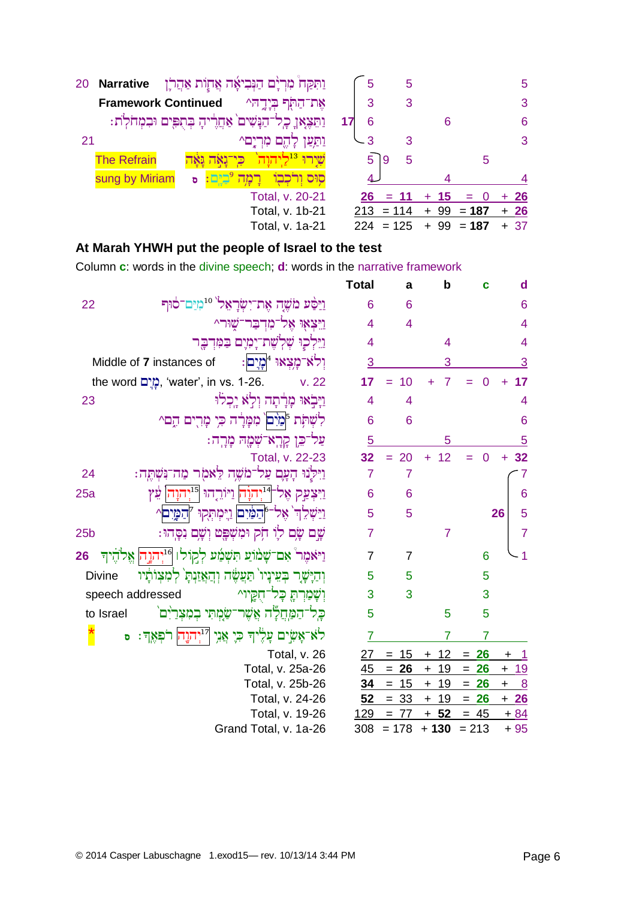| | | | Total | a | b | c | d |
|---|---|---|---|---|---|---|---|
| 20 | **Narrative** | וַתִּקַּח מִרְיָם הַנְּבִיאָה אֲחוֹת אַהֲרֹן | 5 | 5 | | | 5 |
| | **Framework Continued** | אֶת־הַתֹּף בְּיָדָהּ^ | 3 | 3 | | | 3 |
| | | וַתֵּצֶאןָ כָל־הַנָּשִׁים אַחֲרֶיהָ בְּתֻפִּים וּבִמְחֹלֹת׃ | 17 6 | | 6 | | 6 |
| 21 | | וַתַּעַן לָהֶם מִרְיָם^ | 3 | 3 | | | 3 |
| | The Refrain | שִׁירוּ [13]לַיהוָה כִּי־גָאֹה גָּאָה | 5 9 | 5 | | 5 | |
| | sung by Miriam | סוּס וְרֹכְבוֹ רָמָה [9]בַיָּם׃ פ | 4 | | 4 | | 4 |
| | | Total, v. 20-21 | **26** | = **11** | + **15** | = 0 | + **26** |
| | | Total, v. 1b-21 | 213 | = 114 | + 99 | = **187** | + **26** |
| | | Total, v. 1a-21 | 224 | = 125 | + 99 | = **187** | + 37 |

**At Marah YHWH put the people of Israel to the test**

Column **c**: words in the divine speech; **d**: words in the narrative framework

| | | | Total | a | b | c | d |
|---|---|---|---|---|---|---|---|
| 22 | | וַיַּסַּע מֹשֶׁה אֶת־יִשְׂרָאֵל [10]מִיַּם־סוּף | 6 | 6 | | | 6 |
| | | וַיֵּצְאוּ אֶל־מִדְבַּר־שׁוּר^ | 4 | 4 | | | 4 |
| | | וַיֵּלְכוּ שְׁלֹשֶׁת־יָמִים בַּמִּדְבָּר | 4 | | 4 | | 4 |
| | Middle of **7** instances of | וְלֹא־מָצְאוּ [4]מָיִם׃ | 3 | | 3 | | 3 |
| | the word מָיִם, 'water', in vs. 1-26. | v. 22 | **17** | = 10 | + 7 | = 0 | + **17** |
| 23 | | וַיָּבֹאוּ מָרָתָה וְלֹא יָכְלוּ | 4 | 4 | | | 4 |
| | | לִשְׁתֹּת [5]מַיִם מִמָּרָה כִּי מָרִים הֵם^ | 6 | 6 | | | 6 |
| | | עַל־כֵּן קָרָא־שְׁמָהּ מָרָה׃ | 5 | | 5 | | 5 |
| | | Total, v. 22-23 | **32** | = 20 | + 12 | = 0 | + **32** |
| 24 | | וַיִּלֹּנוּ הָעָם עַל־מֹשֶׁה לֵּאמֹר מַה־נִּשְׁתֶּה׃ | 7 | 7 | | | 7 |
| 25a | | וַיִּצְעַק אֶל־[14]יְהוָה וַיּוֹרֵהוּ [15]יְהוָה עֵץ | 6 | 6 | | | 6 |
| | | וַיַּשְׁלֵךְ אֶל־[6]הַמַּיִם וַיִּמְתְּקוּ [7]הַמָּיִם^ | 5 | 5 | | 26 | 5 |
| 25b | | שָׁם שָׂם לוֹ חֹק וּמִשְׁפָּט וְשָׁם נִסָּהוּ׃ | 7 | | 7 | | 7 |
| **26** | | וַיֹּאמֶר אִם־שָׁמוֹעַ תִּשְׁמַע לְקוֹל [16]יְהוָה אֱלֹהֶיךָ | 7 | 7 | | 6 | 1 |
| | Divine | וְהַיָּשָׁר בְּעֵינָיו תַּעֲשֶׂה וְהַאֲזַנְתָּ לְמִצְוֹתָיו | 5 | 5 | | 5 | |
| | speech addressed | וְשָׁמַרְתָּ כָּל־חֻקָּיו^ | 3 | 3 | | 3 | |
| | to Israel | כָּל־הַמַּחֲלָה אֲשֶׁר־שַׂמְתִּי בְמִצְרַיִם | 5 | | 5 | 5 | |
| | * | לֹא־אָשִׂים עָלֶיךָ כִּי אֲנִי [17]יְהוָה רֹפְאֶךָ׃ פ | 7 | | 7 | 7 | |
| | | Total, v. 26 | 27 | = 15 | + 12 | = **26** | + 1 |
| | | Total, v. 25a-26 | 45 | = **26** | + 19 | = **26** | + 19 |
| | | Total, v. 25b-26 | 34 | = 15 | + 19 | = **26** | + 8 |
| | | Total, v. 24-26 | **52** | = 33 | + 19 | = **26** | + **26** |
| | | Total, v. 19-26 | 129 | = 77 | + **52** | = 45 | + 84 |
| | | Grand Total, v. 1a-26 | 308 | = 178 | + **130** | = 213 | + 95 |

© 2014 Casper Labuschagne 1.exod15— rev. 10/13/14 3:44 PM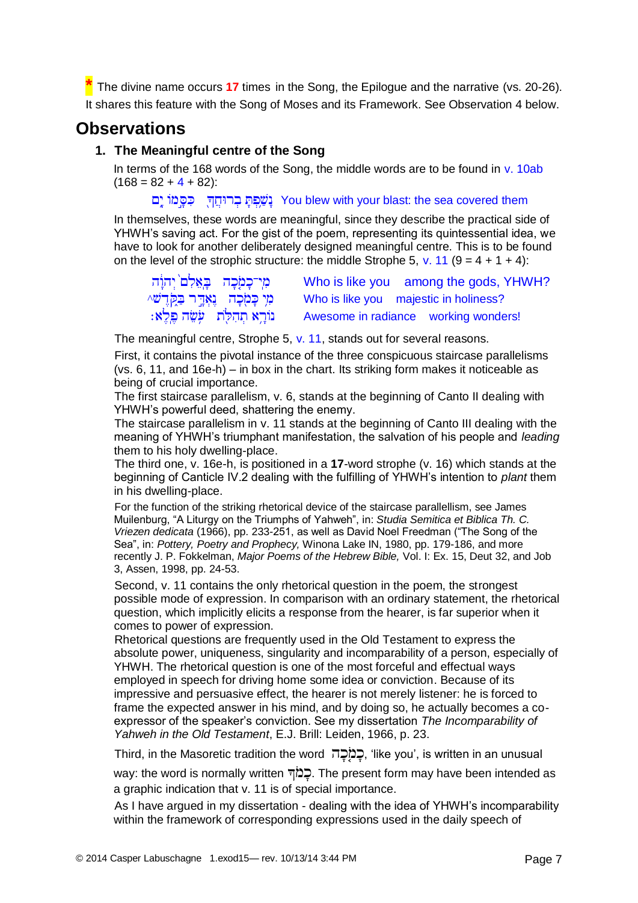* The divine name occurs **17** times in the Song, the Epilogue and the narrative (vs. 20-26). It shares this feature with the Song of Moses and its Framework. See Observation 4 below.

## Observations

### 1. The Meaningful centre of the Song

In terms of the 168 words of the Song, the middle words are to be found in v. 10ab (168 = 82 + 4 + 82):

נָשַׁפְתָּ בְרוּחֲךָ כִּסָּמוֹ יָם You blew with your blast: the sea covered them

In themselves, these words are meaningful, since they describe the practical side of YHWH's saving act. For the gist of the poem, representing its quintessential idea, we have to look for another deliberately designed meaningful centre. This is to be found on the level of the strophic structure: the middle Strophe 5, v. 11 (9 = 4 + 1 + 4):

| | |
|---|---|
| מִי־כָמֹכָה בָּאֵלִם יְהוָה | Who is like you among the gods, YHWH? |
| מִי כָּמֹכָה נֶאְדָּר בַּקֹּדֶשׁ | Who is like you majestic in holiness? |
| נוֹרָא תְהִלֹּת עֹשֵׂה פֶלֶא׃ | Awesome in radiance working wonders! |

The meaningful centre, Strophe 5, v. 11, stands out for several reasons.

First, it contains the pivotal instance of the three conspicuous staircase parallelisms (vs. 6, 11, and 16e-h) – in box in the chart. Its striking form makes it noticeable as being of crucial importance.

The first staircase parallelism, v. 6, stands at the beginning of Canto II dealing with YHWH's powerful deed, shattering the enemy.

The staircase parallelism in v. 11 stands at the beginning of Canto III dealing with the meaning of YHWH's triumphant manifestation, the salvation of his people and *leading* them to his holy dwelling-place.

The third one, v. 16e-h, is positioned in a **17**-word strophe (v. 16) which stands at the beginning of Canticle IV.2 dealing with the fulfilling of YHWH's intention to *plant* them in his dwelling-place.

For the function of the striking rhetorical device of the staircase parallellism, see James Muilenburg, "A Liturgy on the Triumphs of Yahweh", in: *Studia Semitica et Biblica Th. C. Vriezen dedicata* (1966), pp. 233-251, as well as David Noel Freedman ("The Song of the Sea", in: *Pottery, Poetry and Prophecy,* Winona Lake IN, 1980, pp. 179-186, and more recently J. P. Fokkelman, *Major Poems of the Hebrew Bible,* Vol. I: Ex. 15, Deut 32, and Job 3, Assen, 1998, pp. 24-53.

Second, v. 11 contains the only rhetorical question in the poem, the strongest possible mode of expression. In comparison with an ordinary statement, the rhetorical question, which implicitly elicits a response from the hearer, is far superior when it comes to power of expression.

Rhetorical questions are frequently used in the Old Testament to express the absolute power, uniqueness, singularity and incomparability of a person, especially of YHWH. The rhetorical question is one of the most forceful and effectual ways employed in speech for driving home some idea or conviction. Because of its impressive and persuasive effect, the hearer is not merely listener: he is forced to frame the expected answer in his mind, and by doing so, he actually becomes a co-expressor of the speaker's conviction. See my dissertation *The Incomparability of Yahweh in the Old Testament*, E.J. Brill: Leiden, 1966, p. 23.

Third, in the Masoretic tradition the word כָּמֹכָה, 'like you', is written in an unusual way: the word is normally written כָּמוֹךָ. The present form may have been intended as a graphic indication that v. 11 is of special importance.

As I have argued in my dissertation - dealing with the idea of YHWH's incomparability within the framework of corresponding expressions used in the daily speech of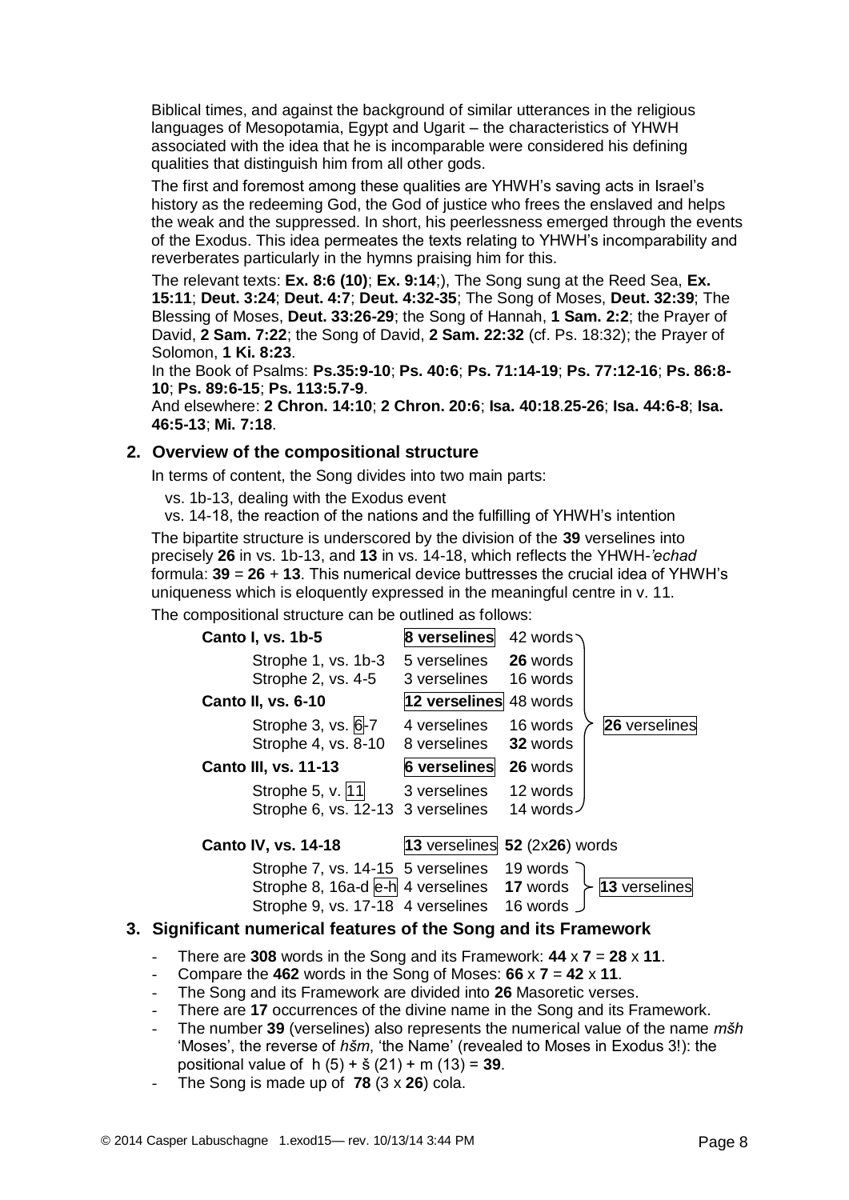Biblical times, and against the background of similar utterances in the religious languages of Mesopotamia, Egypt and Ugarit – the characteristics of YHWH associated with the idea that he is incomparable were considered his defining qualities that distinguish him from all other gods.

The first and foremost among these qualities are YHWH's saving acts in Israel's history as the redeeming God, the God of justice who frees the enslaved and helps the weak and the suppressed. In short, his peerlessness emerged through the events of the Exodus. This idea permeates the texts relating to YHWH's incomparability and reverberates particularly in the hymns praising him for this.

The relevant texts: **Ex. 8:6 (10)**; **Ex. 9:14**;), The Song sung at the Reed Sea, **Ex. 15:11**; **Deut. 3:24**; **Deut. 4:7**; **Deut. 4:32-35**; The Song of Moses, **Deut. 32:39**; The Blessing of Moses, **Deut. 33:26-29**; the Song of Hannah, **1 Sam. 2:2**; the Prayer of David, **2 Sam. 7:22**; the Song of David, **2 Sam. 22:32** (cf. Ps. 18:32); the Prayer of Solomon, **1 Ki. 8:23**.
In the Book of Psalms: **Ps.35:9-10**; **Ps. 40:6**; **Ps. 71:14-19**; **Ps. 77:12-16**; **Ps. 86:8-10**; **Ps. 89:6-15**; **Ps. 113:5.7-9**.
And elsewhere: **2 Chron. 14:10**; **2 Chron. 20:6**; **Isa. 40:18**.**25-26**; **Isa. 44:6-8**; **Isa. 46:5-13**; **Mi. 7:18**.

## 2. Overview of the compositional structure

In terms of content, the Song divides into two main parts:

vs. 1b-13, dealing with the Exodus event
vs. 14-18, the reaction of the nations and the fulfilling of YHWH's intention

The bipartite structure is underscored by the division of the **39** verselines into precisely **26** in vs. 1b-13, and **13** in vs. 14-18, which reflects the YHWH-*'echad* formula: **39** = **26** + **13**. This numerical device buttresses the crucial idea of YHWH's uniqueness which is eloquently expressed in the meaningful centre in v. 11.

The compositional structure can be outlined as follows:

| | | | |
|---|---|---|---|
| **Canto I, vs. 1b-5** | **8 verselines** | 42 words | |
| Strophe 1, vs. 1b-3 | 5 verselines | **26** words | |
| Strophe 2, vs. 4-5 | 3 verselines | 16 words | |
| **Canto II, vs. 6-10** | **12 verselines** | 48 words | |
| Strophe 3, vs. 6-7 | 4 verselines | 16 words | **26** verselines |
| Strophe 4, vs. 8-10 | 8 verselines | **32** words | |
| **Canto III, vs. 11-13** | **6 verselines** | **26** words | |
| Strophe 5, v. 11 | 3 verselines | 12 words | |
| Strophe 6, vs. 12-13 | 3 verselines | 14 words | |
| **Canto IV, vs. 14-18** | **13** verselines | **52** (2x**26**) words | |
| Strophe 7, vs. 14-15 | 5 verselines | 19 words | |
| Strophe 8, 16a-d e-h | 4 verselines | **17** words | **13** verselines |
| Strophe 9, vs. 17-18 | 4 verselines | 16 words | |

## 3. Significant numerical features of the Song and its Framework

- There are **308** words in the Song and its Framework: **44** x **7** = **28** x **11**.
- Compare the **462** words in the Song of Moses: **66** x **7** = **42** x **11**.
- The Song and its Framework are divided into **26** Masoretic verses.
- There are **17** occurrences of the divine name in the Song and its Framework.
- The number **39** (verselines) also represents the numerical value of the name *mšh* 'Moses', the reverse of *hšm*, 'the Name' (revealed to Moses in Exodus 3!): the positional value of h (5) + š (21) + m (13) = **39**.
- The Song is made up of **78** (3 x **26**) cola.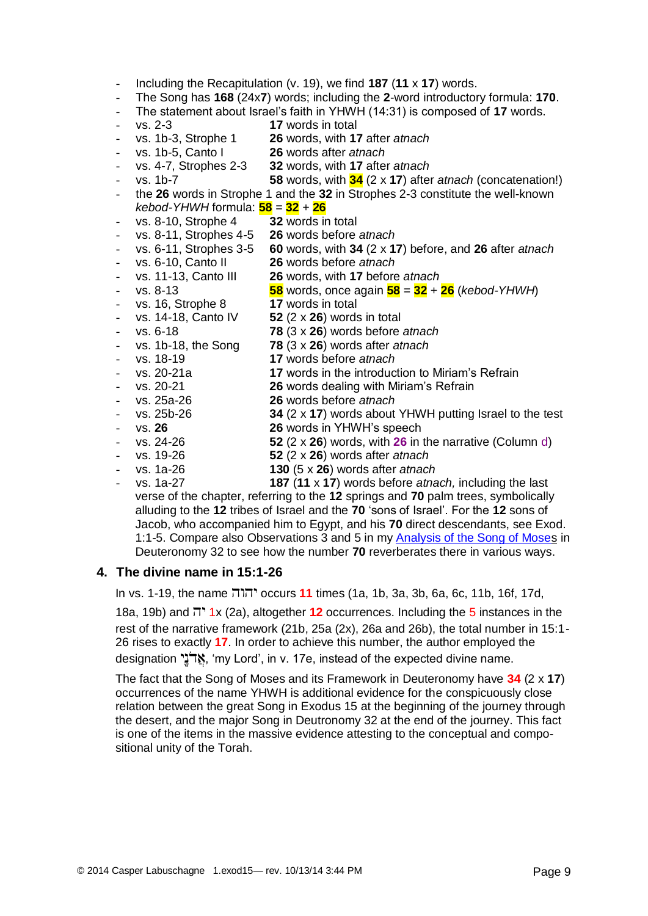- Including the Recapitulation (v. 19), we find **187** (**11** x **17**) words.
- The Song has **168** (24x**7**) words; including the **2**-word introductory formula: **170**.
- The statement about Israel's faith in YHWH (14:31) is composed of **17** words.
- vs. 2-3 — **17** words in total
- vs. 1b-3, Strophe 1 — **26** words, with **17** after *atnach*
- vs. 1b-5, Canto I — **26** words after *atnach*
- vs. 4-7, Strophes 2-3 — **32** words, with **17** after *atnach*
- vs. 1b-7 — **58** words, with **34** (2 x **17**) after *atnach* (concatenation!)
- the **26** words in Strophe 1 and the **32** in Strophes 2-3 constitute the well-known *kebod-YHWH* formula: **58** = **32** + **26**
- vs. 8-10, Strophe 4 — **32** words in total
- vs. 8-11, Strophes 4-5 — **26** words before *atnach*
- vs. 6-11, Strophes 3-5 — **60** words, with **34** (2 x **17**) before, and **26** after *atnach*
- vs. 6-10, Canto II — **26** words before *atnach*
- vs. 11-13, Canto III — **26** words, with **17** before *atnach*
- vs. 8-13 — **58** words, once again **58** = **32** + **26** (*kebod-YHWH*)
- vs. 16, Strophe 8 — **17** words in total
- vs. 14-18, Canto IV — **52** (2 x **26**) words in total
- vs. 6-18 — **78** (3 x **26**) words before *atnach*
- vs. 1b-18, the Song — **78** (3 x **26**) words after *atnach*
- vs. 18-19 — **17** words before *atnach*
- vs. 20-21a — **17** words in the introduction to Miriam's Refrain
- vs. 20-21 — **26** words dealing with Miriam's Refrain
- vs. 25a-26 — **26** words before *atnach*
- vs. 25b-26 — **34** (2 x **17**) words about YHWH putting Israel to the test
- vs. **26** — **26** words in YHWH's speech
- vs. 24-26 — **52** (2 x **26**) words, with **26** in the narrative (Column d)
- vs. 19-26 — **52** (2 x **26**) words after *atnach*
- vs. 1a-26 — **130** (5 x **26**) words after *atnach*
- vs. 1a-27 — **187** (**11** x **17**) words before *atnach,* including the last verse of the chapter, referring to the **12** springs and **70** palm trees, symbolically alluding to the **12** tribes of Israel and the **70** 'sons of Israel'. For the **12** sons of Jacob, who accompanied him to Egypt, and his **70** direct descendants, see Exod. 1:1-5. Compare also Observations 3 and 5 in my Analysis of the Song of Moses in Deuteronomy 32 to see how the number **70** reverberates there in various ways.

## 4. The divine name in 15:1-26

In vs. 1-19, the name יהוה occurs **11** times (1a, 1b, 3a, 3b, 6a, 6c, 11b, 16f, 17d, 18a, 19b) and יה 1x (2a), altogether **12** occurrences. Including the 5 instances in the rest of the narrative framework (21b, 25a (2x), 26a and 26b), the total number in 15:1-26 rises to exactly **17**. In order to achieve this number, the author employed the designation אֲדֹנָי, 'my Lord', in v. 17e, instead of the expected divine name.

The fact that the Song of Moses and its Framework in Deuteronomy have **34** (2 x **17**) occurrences of the name YHWH is additional evidence for the conspicuously close relation between the great Song in Exodus 15 at the beginning of the journey through the desert, and the major Song in Deutronomy 32 at the end of the journey. This fact is one of the items in the massive evidence attesting to the conceptual and compositional unity of the Torah.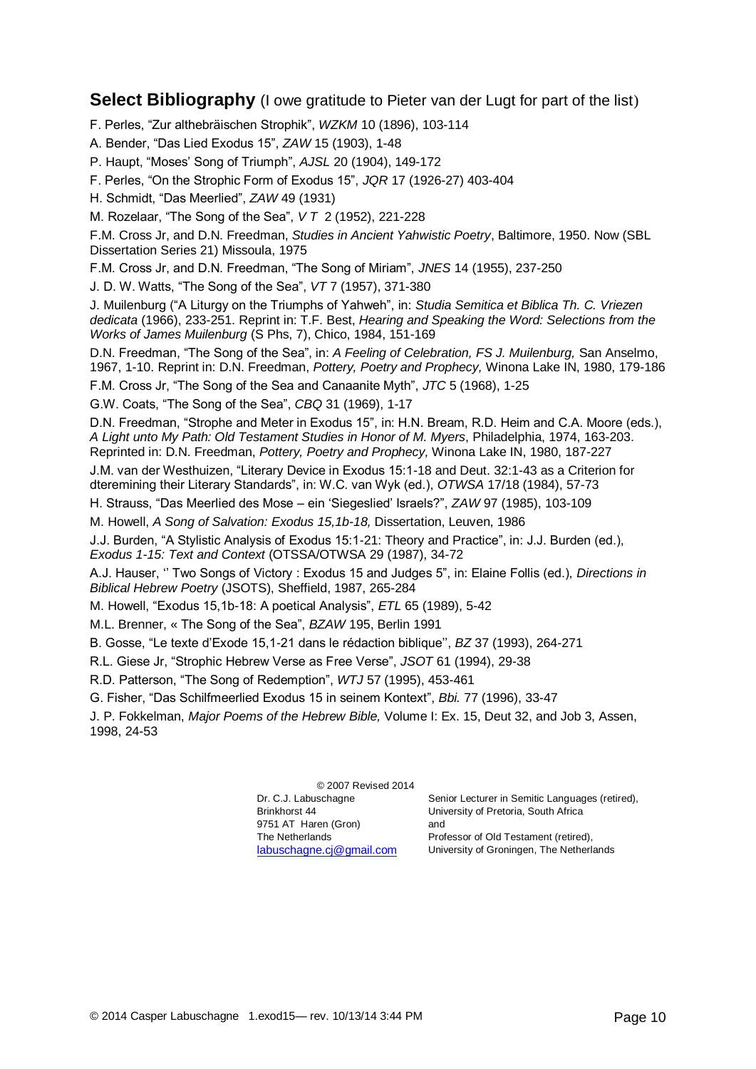## **Select Bibliography** (I owe gratitude to Pieter van der Lugt for part of the list)

F. Perles, “Zur althebräischen Strophik”, *WZKM* 10 (1896), 103-114

A. Bender, “Das Lied Exodus 15”, *ZAW* 15 (1903), 1-48

P. Haupt, “Moses’ Song of Triumph”, *AJSL* 20 (1904), 149-172

F. Perles, “On the Strophic Form of Exodus 15”, *JQR* 17 (1926-27) 403-404

H. Schmidt, “Das Meerlied”, *ZAW* 49 (1931)

M. Rozelaar, “The Song of the Sea”, *V T* 2 (1952), 221-228

F.M. Cross Jr, and D.N. Freedman, *Studies in Ancient Yahwistic Poetry*, Baltimore, 1950. Now (SBL Dissertation Series 21) Missoula, 1975

F.M. Cross Jr, and D.N. Freedman, “The Song of Miriam”, *JNES* 14 (1955), 237-250

J. D. W. Watts, “The Song of the Sea”, *VT* 7 (1957), 371-380

J. Muilenburg (“A Liturgy on the Triumphs of Yahweh”, in: *Studia Semitica et Biblica Th. C. Vriezen dedicata* (1966), 233-251. Reprint in: T.F. Best, *Hearing and Speaking the Word: Selections from the Works of James Muilenburg* (S Phs, 7), Chico, 1984, 151-169

D.N. Freedman, “The Song of the Sea”, in: *A Feeling of Celebration, FS J. Muilenburg,* San Anselmo, 1967, 1-10. Reprint in: D.N. Freedman, *Pottery, Poetry and Prophecy,* Winona Lake IN, 1980, 179-186

F.M. Cross Jr, “The Song of the Sea and Canaanite Myth”, *JTC* 5 (1968), 1-25

G.W. Coats, “The Song of the Sea”, *CBQ* 31 (1969), 1-17

D.N. Freedman, “Strophe and Meter in Exodus 15”, in: H.N. Bream, R.D. Heim and C.A. Moore (eds.), *A Light unto My Path: Old Testament Studies in Honor of M. Myers*, Philadelphia, 1974, 163-203. Reprinted in: D.N. Freedman, *Pottery, Poetry and Prophecy,* Winona Lake IN, 1980, 187-227

J.M. van der Westhuizen, “Literary Device in Exodus 15:1-18 and Deut. 32:1-43 as a Criterion for dteremining their Literary Standards”, in: W.C. van Wyk (ed.), *OTWSA* 17/18 (1984), 57-73

H. Strauss, “Das Meerlied des Mose – ein ‘Siegeslied’ Israels?”, *ZAW* 97 (1985), 103-109

M. Howell, *A Song of Salvation: Exodus 15,1b-18,* Dissertation, Leuven, 1986

J.J. Burden, “A Stylistic Analysis of Exodus 15:1-21: Theory and Practice”, in: J.J. Burden (ed.), *Exodus 1-15: Text and Context* (OTSSA/OTWSA 29 (1987), 34-72

A.J. Hauser, ‘’ Two Songs of Victory : Exodus 15 and Judges 5”, in: Elaine Follis (ed.), *Directions in Biblical Hebrew Poetry* (JSOTS), Sheffield, 1987, 265-284

M. Howell, “Exodus 15,1b-18: A poetical Analysis”, *ETL* 65 (1989), 5-42

M.L. Brenner, « The Song of the Sea”, *BZAW* 195, Berlin 1991

B. Gosse, “Le texte d’Exode 15,1-21 dans le rédaction biblique’’, *BZ* 37 (1993), 264-271

R.L. Giese Jr, “Strophic Hebrew Verse as Free Verse”, *JSOT* 61 (1994), 29-38

R.D. Patterson, “The Song of Redemption”, *WTJ* 57 (1995), 453-461

G. Fisher, “Das Schilfmeerlied Exodus 15 in seinem Kontext”, *Bbi.* 77 (1996), 33-47

J. P. Fokkelman, *Major Poems of the Hebrew Bible,* Volume I: Ex. 15, Deut 32, and Job 3, Assen, 1998, 24-53

© 2007 Revised 2014

Dr. C.J. Labuschagne
Brinkhorst 44
9751 AT Haren (Gron)
The Netherlands
labuschagne.cj@gmail.com

Senior Lecturer in Semitic Languages (retired),
University of Pretoria, South Africa
and
Professor of Old Testament (retired),
University of Groningen, The Netherlands